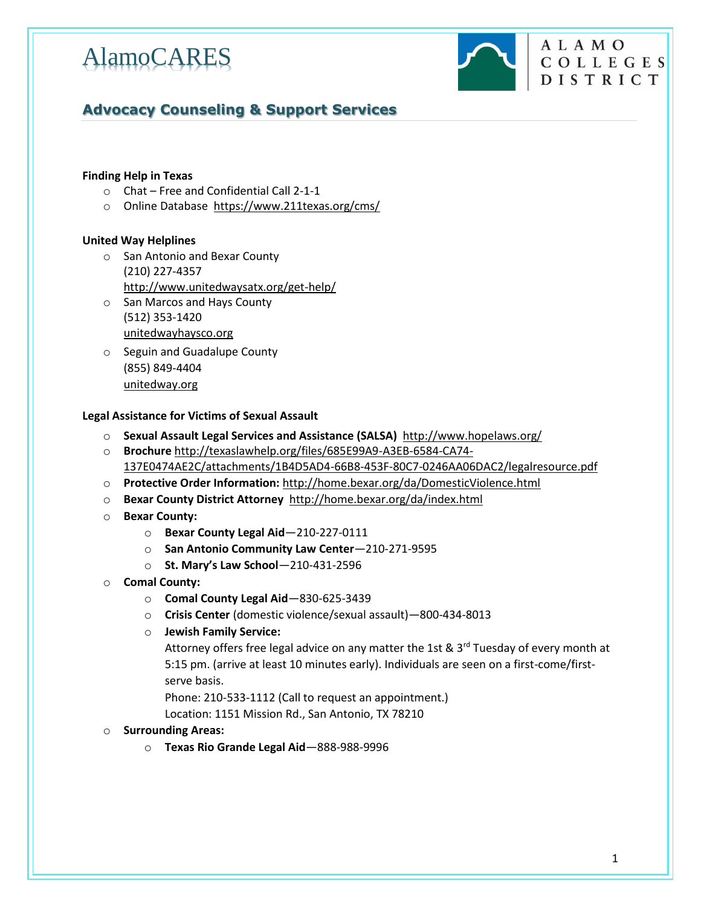# AlamoCARES

ALAMO COLLEGES DISTRICT

## Advocacy Counseling & Support Services

**Finding Help in Texas**

- Chat – Free and Confidential Call 2-1-1
- Online Database https://www.211texas.org/cms/

**United Way Helplines**

- San Antonio and Bexar County
  (210) 227-4357
  http://www.unitedwaysatx.org/get-help/
- San Marcos and Hays County
  (512) 353-1420
  unitedwayhaysco.org
- Seguin and Guadalupe County
  (855) 849-4404
  unitedway.org

**Legal Assistance for Victims of Sexual Assault**

- **Sexual Assault Legal Services and Assistance (SALSA)** http://www.hopelaws.org/
- **Brochure** http://texaslawhelp.org/files/685E99A9-A3EB-6584-CA74-137E0474AE2C/attachments/1B4D5AD4-66B8-453F-80C7-0246AA06DAC2/legalresource.pdf
- **Protective Order Information:** http://home.bexar.org/da/DomesticViolence.html
- **Bexar County District Attorney** http://home.bexar.org/da/index.html
- **Bexar County:**
  - **Bexar County Legal Aid**—210-227-0111
  - **San Antonio Community Law Center**—210-271-9595
  - **St. Mary's Law School**—210-431-2596
- **Comal County:**
  - **Comal County Legal Aid**—830-625-3439
  - **Crisis Center** (domestic violence/sexual assault)—800-434-8013
  - **Jewish Family Service:**
    Attorney offers free legal advice on any matter the 1st & 3rd Tuesday of every month at 5:15 pm. (arrive at least 10 minutes early). Individuals are seen on a first-come/first-serve basis.
    Phone: 210-533-1112 (Call to request an appointment.)
    Location: 1151 Mission Rd., San Antonio, TX 78210
- **Surrounding Areas:**
  - **Texas Rio Grande Legal Aid**—888-988-9996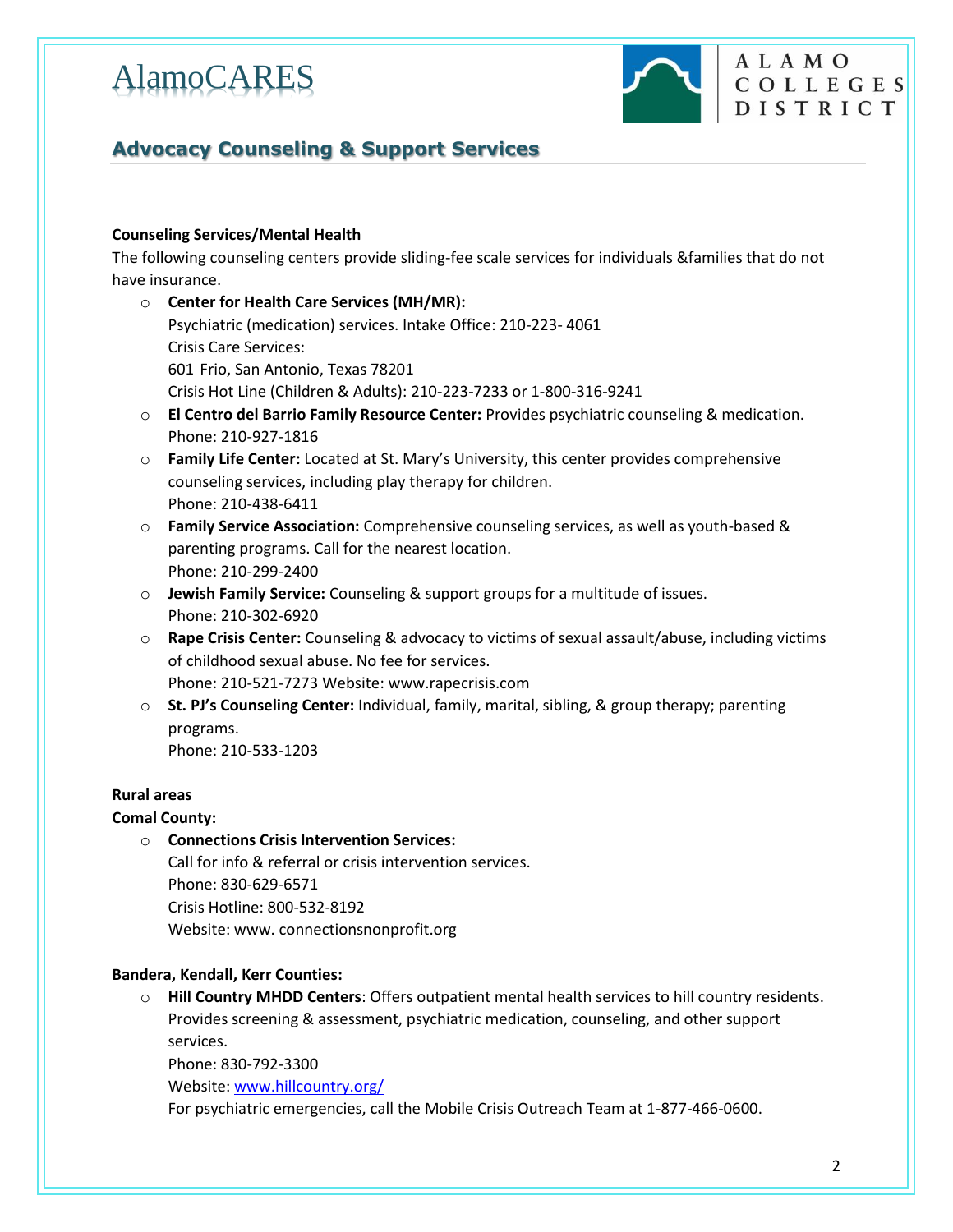# AlamoCARES

ALAMO COLLEGES DISTRICT

## Advocacy Counseling & Support Services

**Counseling Services/Mental Health**

The following counseling centers provide sliding-fee scale services for individuals &families that do not have insurance.

- **Center for Health Care Services (MH/MR):**
  Psychiatric (medication) services. Intake Office: 210-223- 4061
  Crisis Care Services:
  601 Frio, San Antonio, Texas 78201
  Crisis Hot Line (Children & Adults): 210-223-7233 or 1-800-316-9241
- **El Centro del Barrio Family Resource Center:** Provides psychiatric counseling & medication.
  Phone: 210-927-1816
- **Family Life Center:** Located at St. Mary's University, this center provides comprehensive counseling services, including play therapy for children.
  Phone: 210-438-6411
- **Family Service Association:** Comprehensive counseling services, as well as youth-based & parenting programs. Call for the nearest location.
  Phone: 210-299-2400
- **Jewish Family Service:** Counseling & support groups for a multitude of issues.
  Phone: 210-302-6920
- **Rape Crisis Center:** Counseling & advocacy to victims of sexual assault/abuse, including victims of childhood sexual abuse. No fee for services.
  Phone: 210-521-7273 Website: www.rapecrisis.com
- **St. PJ's Counseling Center:** Individual, family, marital, sibling, & group therapy; parenting programs.
  Phone: 210-533-1203

**Rural areas**

**Comal County:**

- **Connections Crisis Intervention Services:**
  Call for info & referral or crisis intervention services.
  Phone: 830-629-6571
  Crisis Hotline: 800-532-8192
  Website: www. connectionsnonprofit.org

**Bandera, Kendall, Kerr Counties:**

- **Hill Country MHDD Centers**: Offers outpatient mental health services to hill country residents. Provides screening & assessment, psychiatric medication, counseling, and other support services.
  Phone: 830-792-3300
  Website: www.hillcountry.org/
  For psychiatric emergencies, call the Mobile Crisis Outreach Team at 1-877-466-0600.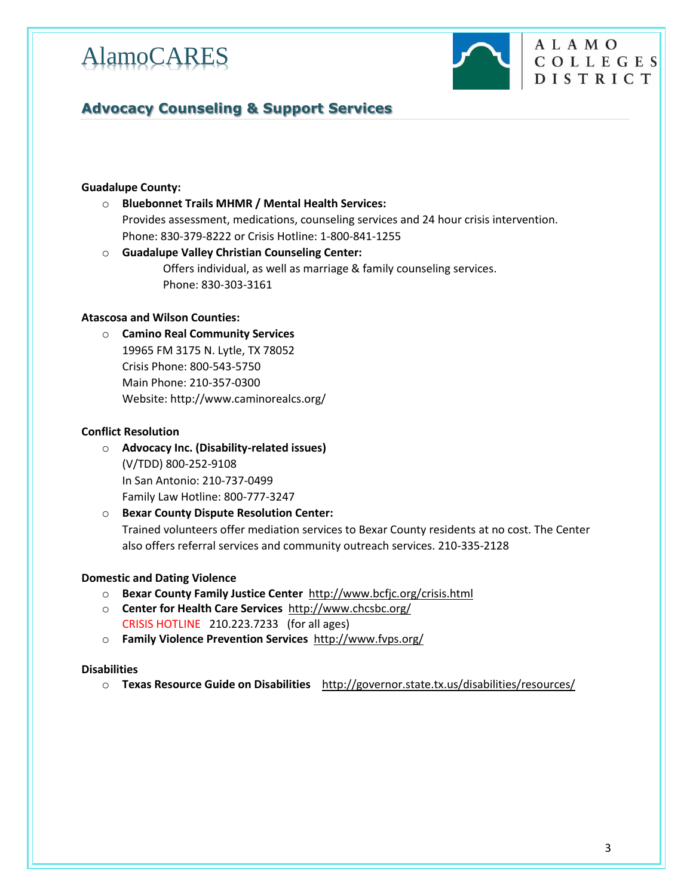# AlamoCARES

ALAMO COLLEGES DISTRICT

## Advocacy Counseling & Support Services

**Guadalupe County:**

- **Bluebonnet Trails MHMR / Mental Health Services:**
  Provides assessment, medications, counseling services and 24 hour crisis intervention.
  Phone: 830-379-8222 or Crisis Hotline: 1-800-841-1255
- **Guadalupe Valley Christian Counseling Center:**
  Offers individual, as well as marriage & family counseling services.
  Phone: 830-303-3161

**Atascosa and Wilson Counties:**

- **Camino Real Community Services**
  19965 FM 3175 N. Lytle, TX 78052
  Crisis Phone: 800-543-5750
  Main Phone: 210-357-0300
  Website: http://www.caminorealcs.org/

**Conflict Resolution**

- **Advocacy Inc. (Disability-related issues)**
  (V/TDD) 800-252-9108
  In San Antonio: 210-737-0499
  Family Law Hotline: 800-777-3247
- **Bexar County Dispute Resolution Center:**
  Trained volunteers offer mediation services to Bexar County residents at no cost. The Center also offers referral services and community outreach services. 210-335-2128

**Domestic and Dating Violence**

- **Bexar County Family Justice Center** http://www.bcfjc.org/crisis.html
- **Center for Health Care Services** http://www.chcsbc.org/
  CRISIS HOTLINE 210.223.7233 (for all ages)
- **Family Violence Prevention Services** http://www.fvps.org/

**Disabilities**

- **Texas Resource Guide on Disabilities** http://governor.state.tx.us/disabilities/resources/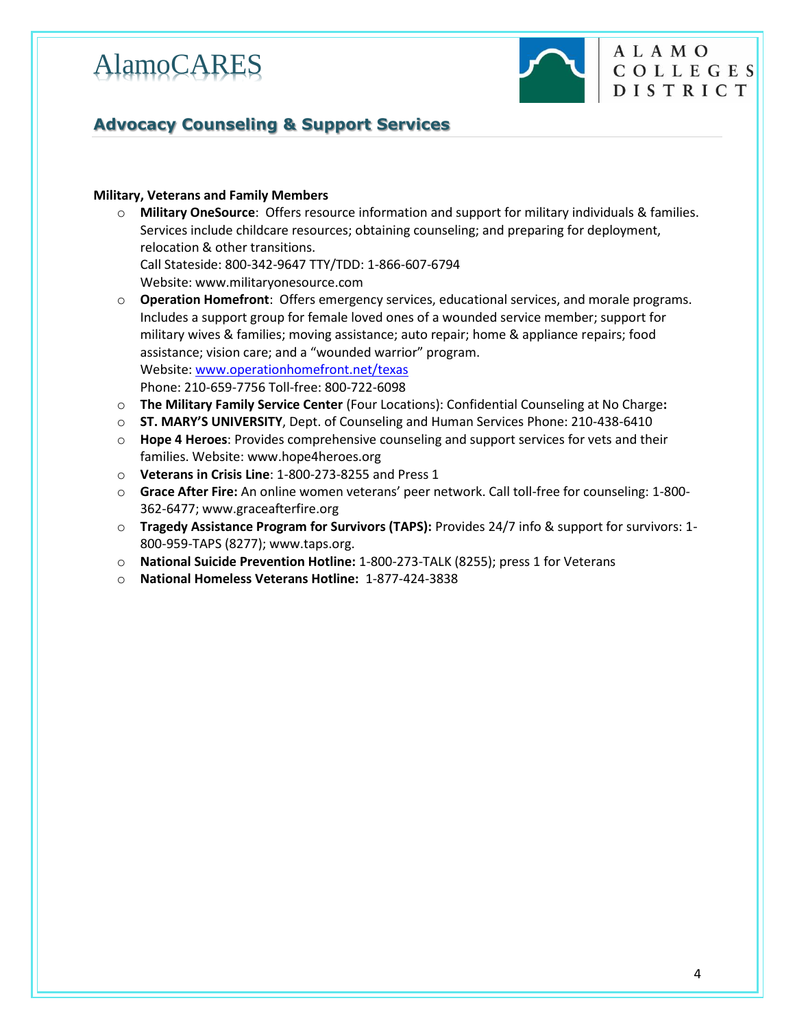AlamoCARES

ALAMO COLLEGES DISTRICT

## Advocacy Counseling & Support Services

**Military, Veterans and Family Members**

- **Military OneSource**: Offers resource information and support for military individuals & families. Services include childcare resources; obtaining counseling; and preparing for deployment, relocation & other transitions.
  Call Stateside: 800-342-9647 TTY/TDD: 1-866-607-6794
  Website: www.militaryonesource.com
- **Operation Homefront**: Offers emergency services, educational services, and morale programs. Includes a support group for female loved ones of a wounded service member; support for military wives & families; moving assistance; auto repair; home & appliance repairs; food assistance; vision care; and a "wounded warrior" program.
  Website: [www.operationhomefront.net/texas](www.operationhomefront.net/texas)
  Phone: 210-659-7756 Toll-free: 800-722-6098
- **The Military Family Service Center** (Four Locations): Confidential Counseling at No Charge**:**
- **ST. MARY'S UNIVERSITY**, Dept. of Counseling and Human Services Phone: 210-438-6410
- **Hope 4 Heroes**: Provides comprehensive counseling and support services for vets and their families. Website: www.hope4heroes.org
- **Veterans in Crisis Line**: 1-800-273-8255 and Press 1
- **Grace After Fire:** An online women veterans' peer network. Call toll-free for counseling: 1-800-362-6477; www.graceafterfire.org
- **Tragedy Assistance Program for Survivors (TAPS):** Provides 24/7 info & support for survivors: 1-800-959-TAPS (8277); www.taps.org.
- **National Suicide Prevention Hotline:** 1-800-273-TALK (8255); press 1 for Veterans
- **National Homeless Veterans Hotline:** 1-877-424-3838